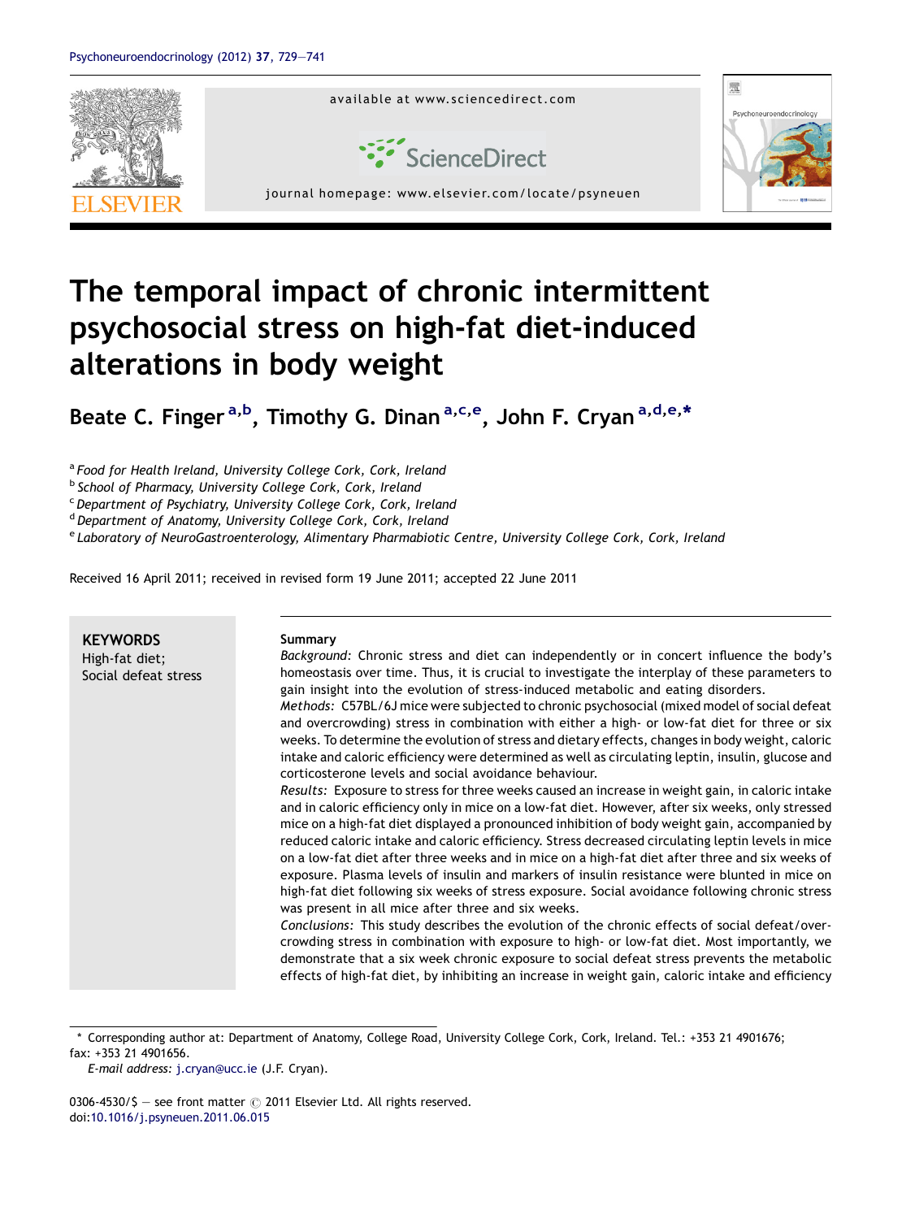# The temporal impact of chronic intermittent psychosocial stress on high-fat diet-induced alterations in body weight

**Beate C. Finger [a,b], Timothy G. Dinan [a,c,e], John F. Cryan [a,d,e,*]**

[a] Food for Health Ireland, University College Cork, Cork, Ireland
[b] School of Pharmacy, University College Cork, Cork, Ireland
[c] Department of Psychiatry, University College Cork, Cork, Ireland
[d] Department of Anatomy, University College Cork, Cork, Ireland
[e] Laboratory of NeuroGastroenterology, Alimentary Pharmabiotic Centre, University College Cork, Cork, Ireland

Received 16 April 2011; received in revised form 19 June 2011; accepted 22 June 2011

**KEYWORDS**
High-fat diet;
Social defeat stress

**Summary**

*Background:* Chronic stress and diet can independently or in concert influence the body's homeostasis over time. Thus, it is crucial to investigate the interplay of these parameters to gain insight into the evolution of stress-induced metabolic and eating disorders.

*Methods:* C57BL/6J mice were subjected to chronic psychosocial (mixed model of social defeat and overcrowding) stress in combination with either a high- or low-fat diet for three or six weeks. To determine the evolution of stress and dietary effects, changes in body weight, caloric intake and caloric efficiency were determined as well as circulating leptin, insulin, glucose and corticosterone levels and social avoidance behaviour.

*Results:* Exposure to stress for three weeks caused an increase in weight gain, in caloric intake and in caloric efficiency only in mice on a low-fat diet. However, after six weeks, only stressed mice on a high-fat diet displayed a pronounced inhibition of body weight gain, accompanied by reduced caloric intake and caloric efficiency. Stress decreased circulating leptin levels in mice on a low-fat diet after three weeks and in mice on a high-fat diet after three and six weeks of exposure. Plasma levels of insulin and markers of insulin resistance were blunted in mice on high-fat diet following six weeks of stress exposure. Social avoidance following chronic stress was present in all mice after three and six weeks.

*Conclusions:* This study describes the evolution of the chronic effects of social defeat/overcrowding stress in combination with exposure to high- or low-fat diet. Most importantly, we demonstrate that a six week chronic exposure to social defeat stress prevents the metabolic effects of high-fat diet, by inhibiting an increase in weight gain, caloric intake and efficiency

\* Corresponding author at: Department of Anatomy, College Road, University College Cork, Cork, Ireland. Tel.: +353 21 4901676; fax: +353 21 4901656.
*E-mail address:* j.cryan@ucc.ie (J.F. Cryan).

0306-4530/$ — see front matter © 2011 Elsevier Ltd. All rights reserved.
doi:10.1016/j.psyneuen.2011.06.015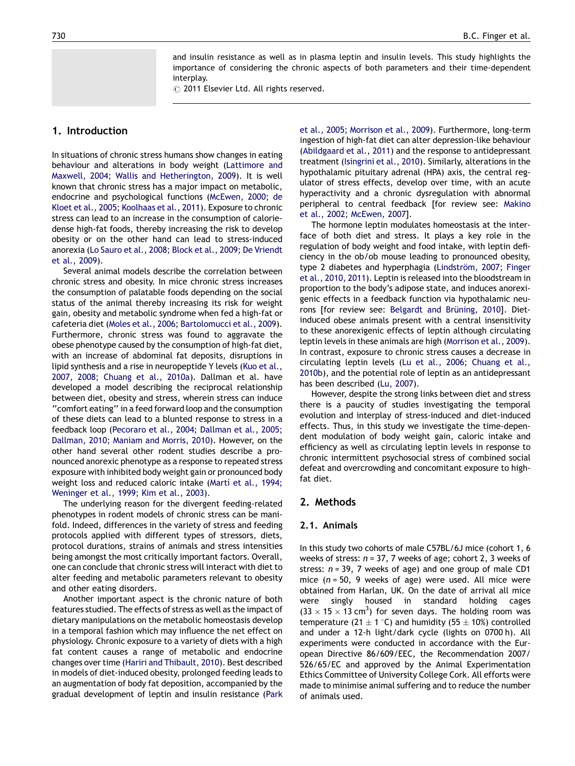and insulin resistance as well as in plasma leptin and insulin levels. This study highlights the importance of considering the chronic aspects of both parameters and their time-dependent interplay.

© 2011 Elsevier Ltd. All rights reserved.

## 1. Introduction

In situations of chronic stress humans show changes in eating behaviour and alterations in body weight (Lattimore and Maxwell, 2004; Wallis and Hetherington, 2009). It is well known that chronic stress has a major impact on metabolic, endocrine and psychological functions (McEwen, 2000; de Kloet et al., 2005; Koolhaas et al., 2011). Exposure to chronic stress can lead to an increase in the consumption of calorie-dense high-fat foods, thereby increasing the risk to develop obesity or on the other hand can lead to stress-induced anorexia (Lo Sauro et al., 2008; Block et al., 2009; De Vriendt et al., 2009).

Several animal models describe the correlation between chronic stress and obesity. In mice chronic stress increases the consumption of palatable foods depending on the social status of the animal thereby increasing its risk for weight gain, obesity and metabolic syndrome when fed a high-fat or cafeteria diet (Moles et al., 2006; Bartolomucci et al., 2009). Furthermore, chronic stress was found to aggravate the obese phenotype caused by the consumption of high-fat diet, with an increase of abdominal fat deposits, disruptions in lipid synthesis and a rise in neuropeptide Y levels (Kuo et al., 2007, 2008; Chuang et al., 2010a). Dallman et al. have developed a model describing the reciprocal relationship between diet, obesity and stress, wherein stress can induce "comfort eating" in a feed forward loop and the consumption of these diets can lead to a blunted response to stress in a feedback loop (Pecoraro et al., 2004; Dallman et al., 2005; Dallman, 2010; Maniam and Morris, 2010). However, on the other hand several other rodent studies describe a pronounced anorexic phenotype as a response to repeated stress exposure with inhibited body weight gain or pronounced body weight loss and reduced caloric intake (Martí et al., 1994; Weninger et al., 1999; Kim et al., 2003).

The underlying reason for the divergent feeding-related phenotypes in rodent models of chronic stress can be manifold. Indeed, differences in the variety of stress and feeding protocols applied with different types of stressors, diets, protocol durations, strains of animals and stress intensities being amongst the most critically important factors. Overall, one can conclude that chronic stress will interact with diet to alter feeding and metabolic parameters relevant to obesity and other eating disorders.

Another important aspect is the chronic nature of both features studied. The effects of stress as well as the impact of dietary manipulations on the metabolic homeostasis develop in a temporal fashion which may influence the net effect on physiology. Chronic exposure to a variety of diets with a high fat content causes a range of metabolic and endocrine changes over time (Hariri and Thibault, 2010). Best described in models of diet-induced obesity, prolonged feeding leads to an augmentation of body fat deposition, accompanied by the gradual development of leptin and insulin resistance (Park et al., 2005; Morrison et al., 2009). Furthermore, long-term ingestion of high-fat diet can alter depression-like behaviour (Abildgaard et al., 2011) and the response to antidepressant treatment (Isingrini et al., 2010). Similarly, alterations in the hypothalamic pituitary adrenal (HPA) axis, the central regulator of stress effects, develop over time, with an acute hyperactivity and a chronic dysregulation with abnormal peripheral to central feedback [for review see: Makino et al., 2002; McEwen, 2007].

The hormone leptin modulates homeostasis at the interface of both diet and stress. It plays a key role in the regulation of body weight and food intake, with leptin deficiency in the ob/ob mouse leading to pronounced obesity, type 2 diabetes and hyperphagia (Lindström, 2007; Finger et al., 2010, 2011). Leptin is released into the bloodstream in proportion to the body's adipose state, and induces anorexigenic effects in a feedback function via hypothalamic neurons [for review see: Belgardt and Brüning, 2010]. Diet-induced obese animals present with a central insensitivity to these anorexigenic effects of leptin although circulating leptin levels in these animals are high (Morrison et al., 2009). In contrast, exposure to chronic stress causes a decrease in circulating leptin levels (Lu et al., 2006; Chuang et al., 2010b), and the potential role of leptin as an antidepressant has been described (Lu, 2007).

However, despite the strong links between diet and stress there is a paucity of studies investigating the temporal evolution and interplay of stress-induced and diet-induced effects. Thus, in this study we investigate the time-dependent modulation of body weight gain, caloric intake and efficiency as well as circulating leptin levels in response to chronic intermittent psychosocial stress of combined social defeat and overcrowding and concomitant exposure to high-fat diet.

## 2. Methods

### 2.1. Animals

In this study two cohorts of male C57BL/6J mice (cohort 1, 6 weeks of stress: $n = 37$, 7 weeks of age; cohort 2, 3 weeks of stress: $n = 39$, 7 weeks of age) and one group of male CD1 mice ($n = 50$, 9 weeks of age) were used. All mice were obtained from Harlan, UK. On the date of arrival all mice were singly housed in standard holding cages ($33 \times 15 \times 13$ cm$^3$) for seven days. The holding room was temperature ($21 \pm 1$ °C) and humidity ($55 \pm 10$%) controlled and under a 12-h light/dark cycle (lights on 0700 h). All experiments were conducted in accordance with the European Directive 86/609/EEC, the Recommendation 2007/526/65/EC and approved by the Animal Experimentation Ethics Committee of University College Cork. All efforts were made to minimise animal suffering and to reduce the number of animals used.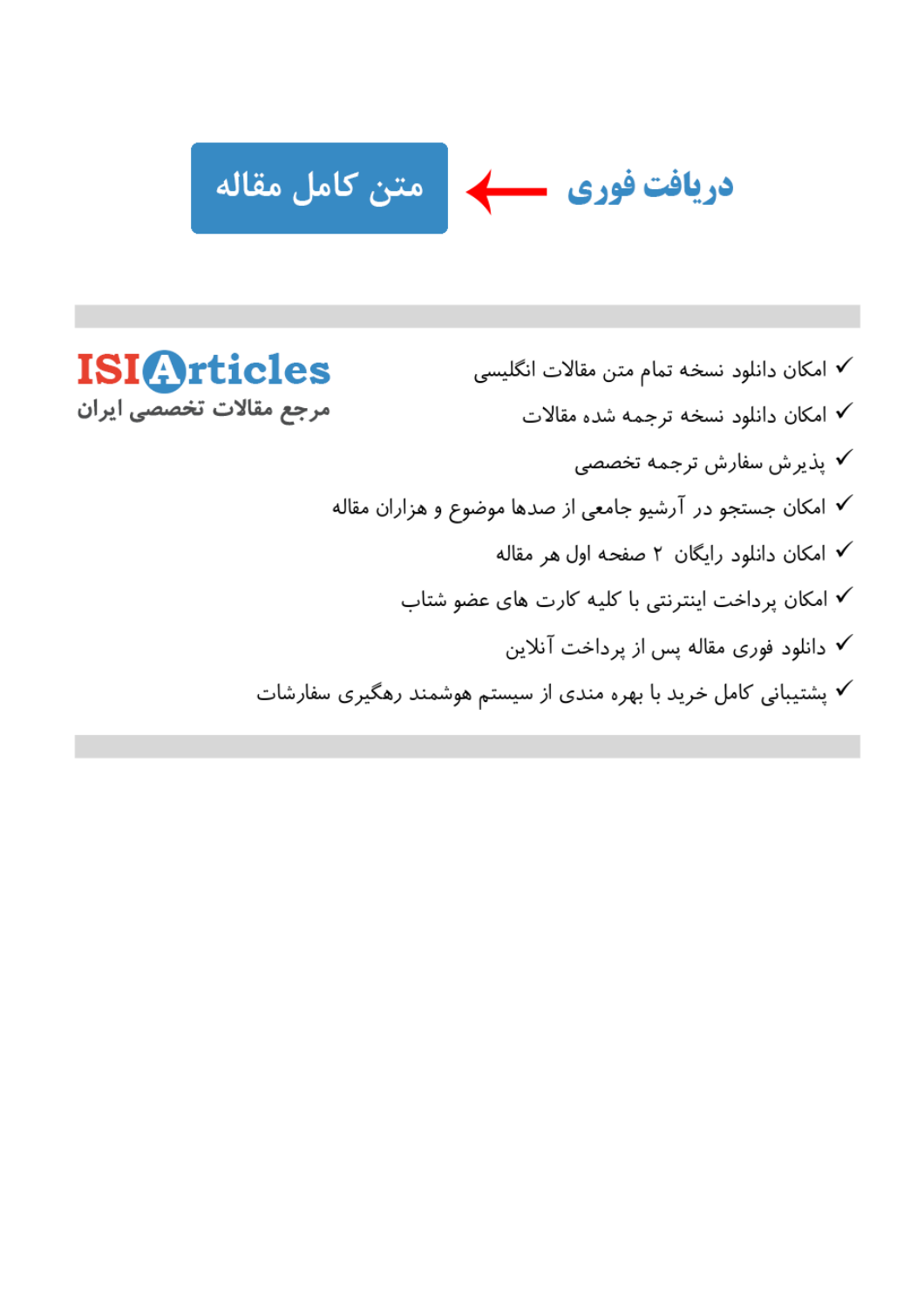متن کامل مقاله ← دریافت فوری

**ISIArticles**
مرجع مقالات تخصصی ایران

- ✓ امکان دانلود نسخه تمام متن مقالات انگلیسی
- ✓ امکان دانلود نسخه ترجمه شده مقالات
- ✓ پذیرش سفارش ترجمه تخصصی
- ✓ امکان جستجو در آرشیو جامعی از صدها موضوع و هزاران مقاله
- ✓ امکان دانلود رایگان ۲ صفحه اول هر مقاله
- ✓ امکان پرداخت اینترنتی با کلیه کارت های عضو شتاب
- ✓ دانلود فوری مقاله پس از پرداخت آنلاین
- ✓ پشتیبانی کامل خرید با بهره مندی از سیستم هوشمند رهگیری سفارشات